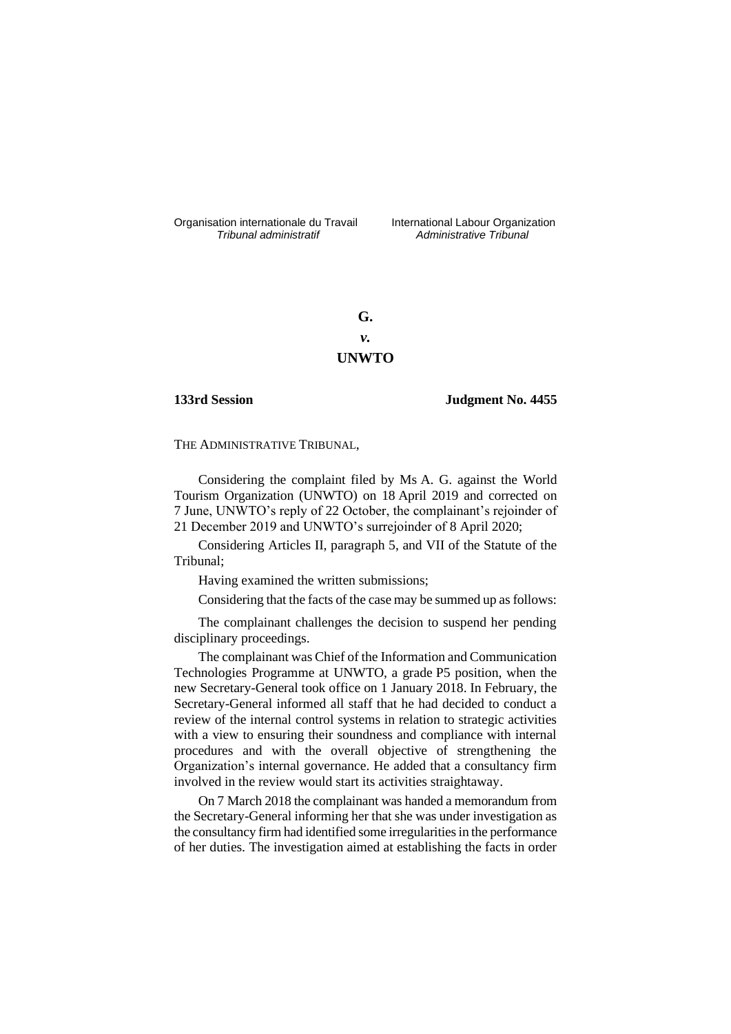Organisation internationale du Travail
*Tribunal administratif*

International Labour Organization
*Administrative Tribunal*

**G.**

***v.***

**UNWTO**

**133rd Session**

**Judgment No. 4455**

THE ADMINISTRATIVE TRIBUNAL,

Considering the complaint filed by Ms A. G. against the World Tourism Organization (UNWTO) on 18 April 2019 and corrected on 7 June, UNWTO's reply of 22 October, the complainant's rejoinder of 21 December 2019 and UNWTO's surrejoinder of 8 April 2020;

Considering Articles II, paragraph 5, and VII of the Statute of the Tribunal;

Having examined the written submissions;

Considering that the facts of the case may be summed up as follows:

The complainant challenges the decision to suspend her pending disciplinary proceedings.

The complainant was Chief of the Information and Communication Technologies Programme at UNWTO, a grade P5 position, when the new Secretary-General took office on 1 January 2018. In February, the Secretary-General informed all staff that he had decided to conduct a review of the internal control systems in relation to strategic activities with a view to ensuring their soundness and compliance with internal procedures and with the overall objective of strengthening the Organization's internal governance. He added that a consultancy firm involved in the review would start its activities straightaway.

On 7 March 2018 the complainant was handed a memorandum from the Secretary-General informing her that she was under investigation as the consultancy firm had identified some irregularities in the performance of her duties. The investigation aimed at establishing the facts in order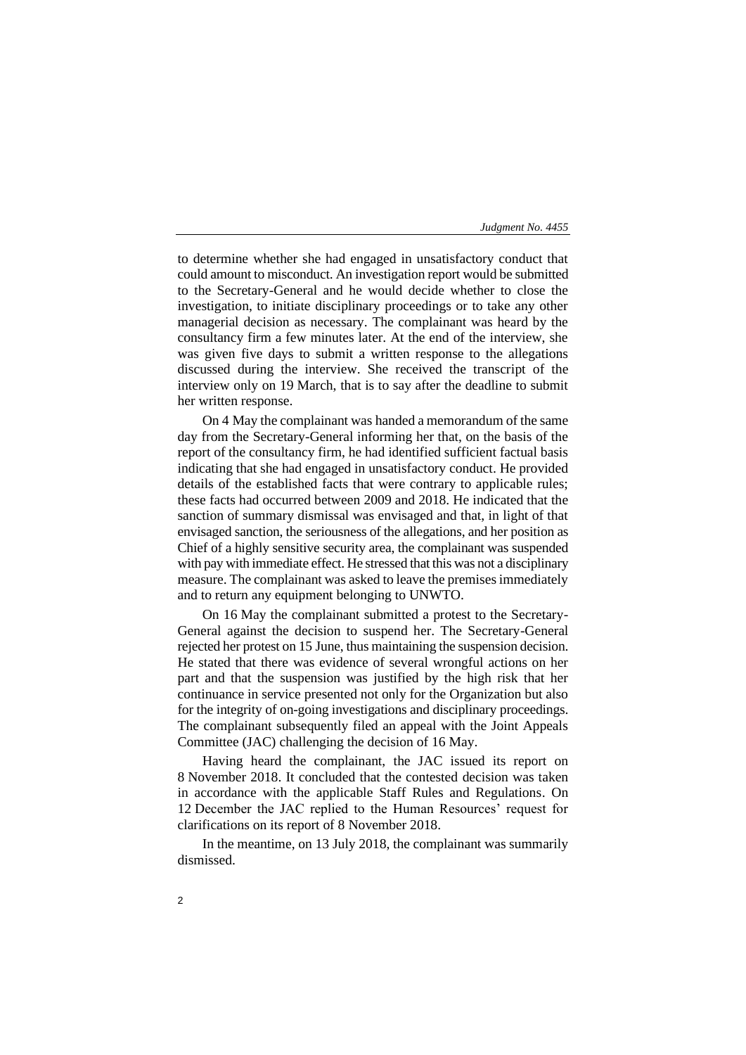to determine whether she had engaged in unsatisfactory conduct that could amount to misconduct. An investigation report would be submitted to the Secretary-General and he would decide whether to close the investigation, to initiate disciplinary proceedings or to take any other managerial decision as necessary. The complainant was heard by the consultancy firm a few minutes later. At the end of the interview, she was given five days to submit a written response to the allegations discussed during the interview. She received the transcript of the interview only on 19 March, that is to say after the deadline to submit her written response.

On 4 May the complainant was handed a memorandum of the same day from the Secretary-General informing her that, on the basis of the report of the consultancy firm, he had identified sufficient factual basis indicating that she had engaged in unsatisfactory conduct. He provided details of the established facts that were contrary to applicable rules; these facts had occurred between 2009 and 2018. He indicated that the sanction of summary dismissal was envisaged and that, in light of that envisaged sanction, the seriousness of the allegations, and her position as Chief of a highly sensitive security area, the complainant was suspended with pay with immediate effect. He stressed that this was not a disciplinary measure. The complainant was asked to leave the premises immediately and to return any equipment belonging to UNWTO.

On 16 May the complainant submitted a protest to the Secretary-General against the decision to suspend her. The Secretary-General rejected her protest on 15 June, thus maintaining the suspension decision. He stated that there was evidence of several wrongful actions on her part and that the suspension was justified by the high risk that her continuance in service presented not only for the Organization but also for the integrity of on-going investigations and disciplinary proceedings. The complainant subsequently filed an appeal with the Joint Appeals Committee (JAC) challenging the decision of 16 May.

Having heard the complainant, the JAC issued its report on 8 November 2018. It concluded that the contested decision was taken in accordance with the applicable Staff Rules and Regulations. On 12 December the JAC replied to the Human Resources' request for clarifications on its report of 8 November 2018.

In the meantime, on 13 July 2018, the complainant was summarily dismissed.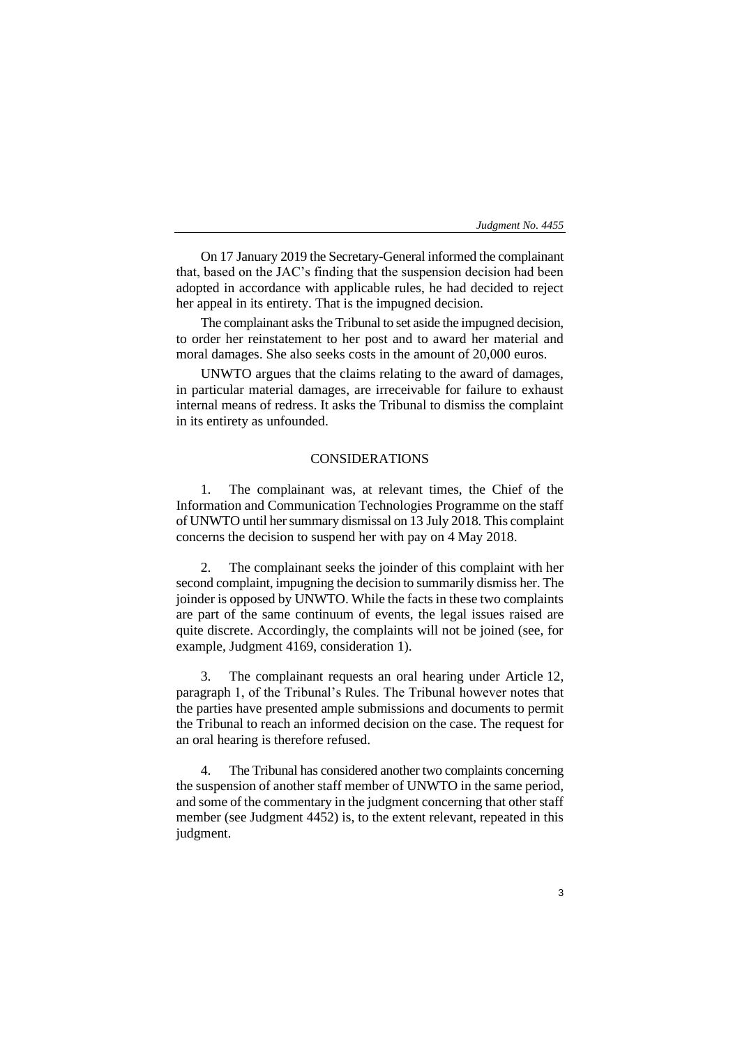On 17 January 2019 the Secretary-General informed the complainant that, based on the JAC's finding that the suspension decision had been adopted in accordance with applicable rules, he had decided to reject her appeal in its entirety. That is the impugned decision.

The complainant asks the Tribunal to set aside the impugned decision, to order her reinstatement to her post and to award her material and moral damages. She also seeks costs in the amount of 20,000 euros.

UNWTO argues that the claims relating to the award of damages, in particular material damages, are irreceivable for failure to exhaust internal means of redress. It asks the Tribunal to dismiss the complaint in its entirety as unfounded.

## CONSIDERATIONS

1. The complainant was, at relevant times, the Chief of the Information and Communication Technologies Programme on the staff of UNWTO until her summary dismissal on 13 July 2018. This complaint concerns the decision to suspend her with pay on 4 May 2018.

2. The complainant seeks the joinder of this complaint with her second complaint, impugning the decision to summarily dismiss her. The joinder is opposed by UNWTO. While the facts in these two complaints are part of the same continuum of events, the legal issues raised are quite discrete. Accordingly, the complaints will not be joined (see, for example, Judgment 4169, consideration 1).

3. The complainant requests an oral hearing under Article 12, paragraph 1, of the Tribunal's Rules. The Tribunal however notes that the parties have presented ample submissions and documents to permit the Tribunal to reach an informed decision on the case. The request for an oral hearing is therefore refused.

4. The Tribunal has considered another two complaints concerning the suspension of another staff member of UNWTO in the same period, and some of the commentary in the judgment concerning that other staff member (see Judgment 4452) is, to the extent relevant, repeated in this judgment.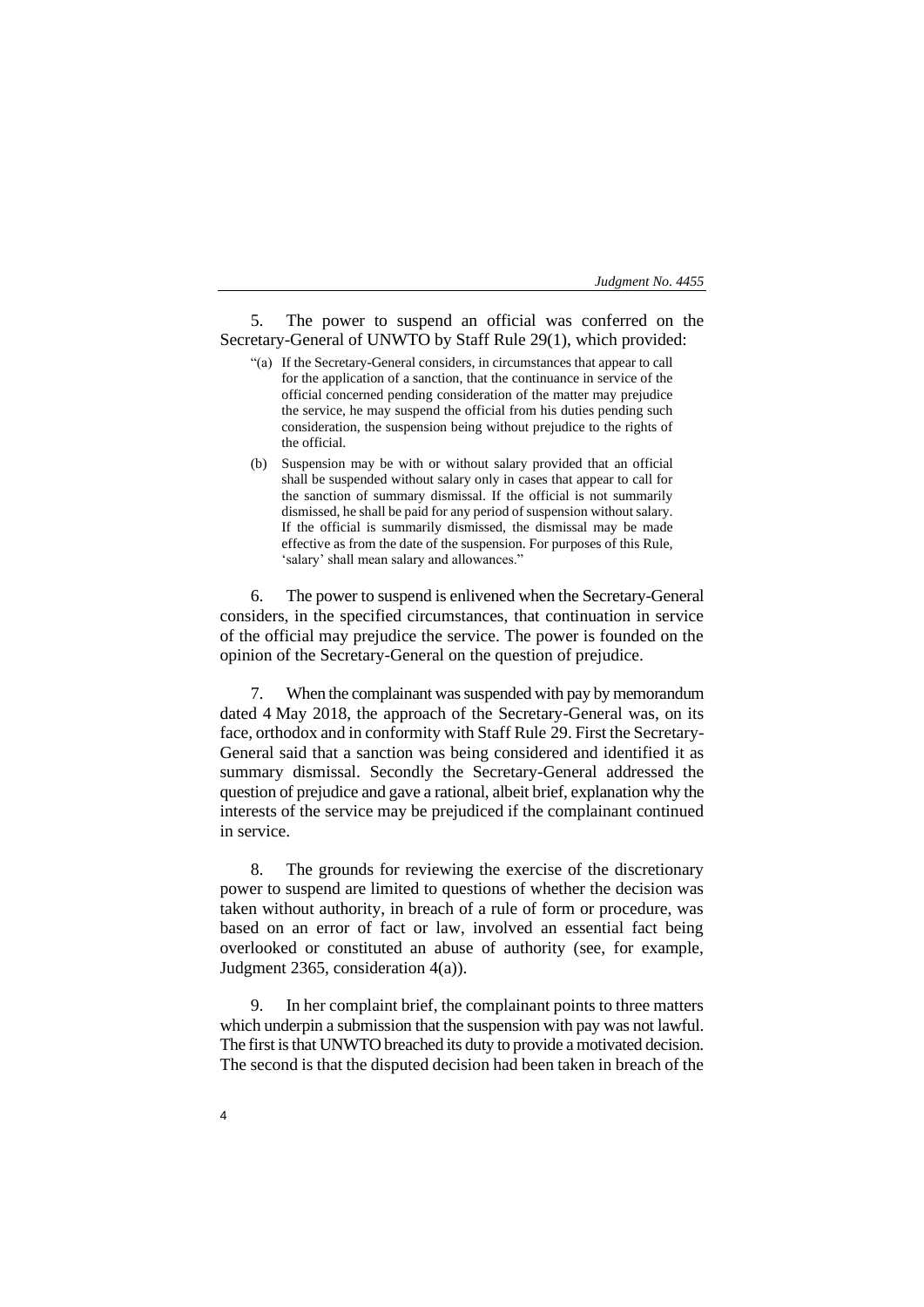5. The power to suspend an official was conferred on the Secretary-General of UNWTO by Staff Rule 29(1), which provided:

> "(a) If the Secretary-General considers, in circumstances that appear to call for the application of a sanction, that the continuance in service of the official concerned pending consideration of the matter may prejudice the service, he may suspend the official from his duties pending such consideration, the suspension being without prejudice to the rights of the official.
>
> (b) Suspension may be with or without salary provided that an official shall be suspended without salary only in cases that appear to call for the sanction of summary dismissal. If the official is not summarily dismissed, he shall be paid for any period of suspension without salary. If the official is summarily dismissed, the dismissal may be made effective as from the date of the suspension. For purposes of this Rule, 'salary' shall mean salary and allowances."

6. The power to suspend is enlivened when the Secretary-General considers, in the specified circumstances, that continuation in service of the official may prejudice the service. The power is founded on the opinion of the Secretary-General on the question of prejudice.

7. When the complainant was suspended with pay by memorandum dated 4 May 2018, the approach of the Secretary-General was, on its face, orthodox and in conformity with Staff Rule 29. First the Secretary-General said that a sanction was being considered and identified it as summary dismissal. Secondly the Secretary-General addressed the question of prejudice and gave a rational, albeit brief, explanation why the interests of the service may be prejudiced if the complainant continued in service.

8. The grounds for reviewing the exercise of the discretionary power to suspend are limited to questions of whether the decision was taken without authority, in breach of a rule of form or procedure, was based on an error of fact or law, involved an essential fact being overlooked or constituted an abuse of authority (see, for example, Judgment 2365, consideration 4(a)).

9. In her complaint brief, the complainant points to three matters which underpin a submission that the suspension with pay was not lawful. The first is that UNWTO breached its duty to provide a motivated decision. The second is that the disputed decision had been taken in breach of the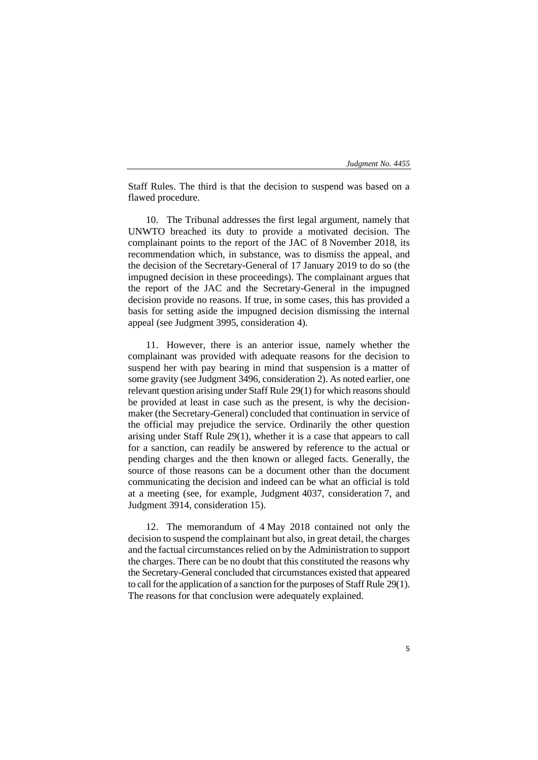Staff Rules. The third is that the decision to suspend was based on a flawed procedure.

10. The Tribunal addresses the first legal argument, namely that UNWTO breached its duty to provide a motivated decision. The complainant points to the report of the JAC of 8 November 2018, its recommendation which, in substance, was to dismiss the appeal, and the decision of the Secretary-General of 17 January 2019 to do so (the impugned decision in these proceedings). The complainant argues that the report of the JAC and the Secretary-General in the impugned decision provide no reasons. If true, in some cases, this has provided a basis for setting aside the impugned decision dismissing the internal appeal (see Judgment 3995, consideration 4).

11. However, there is an anterior issue, namely whether the complainant was provided with adequate reasons for the decision to suspend her with pay bearing in mind that suspension is a matter of some gravity (see Judgment 3496, consideration 2). As noted earlier, one relevant question arising under Staff Rule 29(1) for which reasons should be provided at least in case such as the present, is why the decision-maker (the Secretary-General) concluded that continuation in service of the official may prejudice the service. Ordinarily the other question arising under Staff Rule 29(1), whether it is a case that appears to call for a sanction, can readily be answered by reference to the actual or pending charges and the then known or alleged facts. Generally, the source of those reasons can be a document other than the document communicating the decision and indeed can be what an official is told at a meeting (see, for example, Judgment 4037, consideration 7, and Judgment 3914, consideration 15).

12. The memorandum of 4 May 2018 contained not only the decision to suspend the complainant but also, in great detail, the charges and the factual circumstances relied on by the Administration to support the charges. There can be no doubt that this constituted the reasons why the Secretary-General concluded that circumstances existed that appeared to call for the application of a sanction for the purposes of Staff Rule 29(1). The reasons for that conclusion were adequately explained.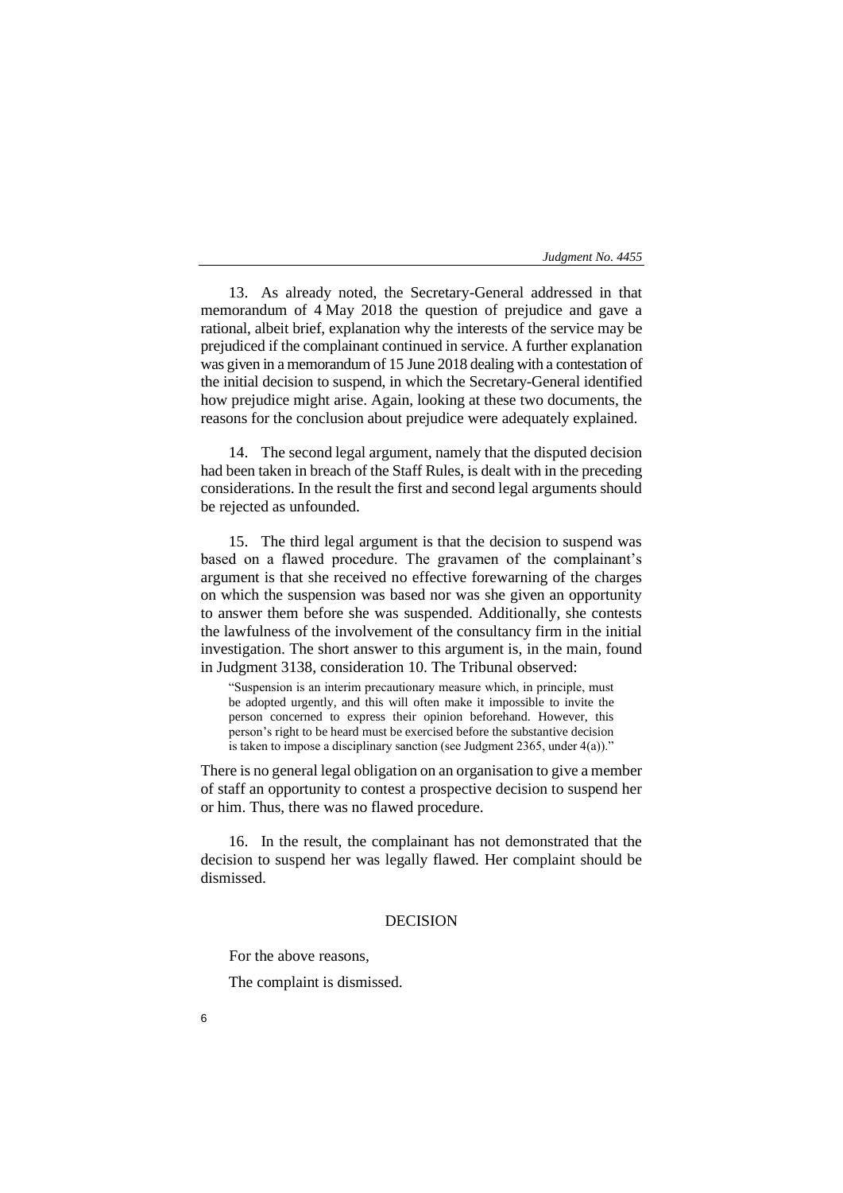13. As already noted, the Secretary-General addressed in that memorandum of 4 May 2018 the question of prejudice and gave a rational, albeit brief, explanation why the interests of the service may be prejudiced if the complainant continued in service. A further explanation was given in a memorandum of 15 June 2018 dealing with a contestation of the initial decision to suspend, in which the Secretary-General identified how prejudice might arise. Again, looking at these two documents, the reasons for the conclusion about prejudice were adequately explained.

14. The second legal argument, namely that the disputed decision had been taken in breach of the Staff Rules, is dealt with in the preceding considerations. In the result the first and second legal arguments should be rejected as unfounded.

15. The third legal argument is that the decision to suspend was based on a flawed procedure. The gravamen of the complainant's argument is that she received no effective forewarning of the charges on which the suspension was based nor was she given an opportunity to answer them before she was suspended. Additionally, she contests the lawfulness of the involvement of the consultancy firm in the initial investigation. The short answer to this argument is, in the main, found in Judgment 3138, consideration 10. The Tribunal observed:

> "Suspension is an interim precautionary measure which, in principle, must be adopted urgently, and this will often make it impossible to invite the person concerned to express their opinion beforehand. However, this person's right to be heard must be exercised before the substantive decision is taken to impose a disciplinary sanction (see Judgment 2365, under 4(a))."

There is no general legal obligation on an organisation to give a member of staff an opportunity to contest a prospective decision to suspend her or him. Thus, there was no flawed procedure.

16. In the result, the complainant has not demonstrated that the decision to suspend her was legally flawed. Her complaint should be dismissed.

## DECISION

For the above reasons,

The complaint is dismissed.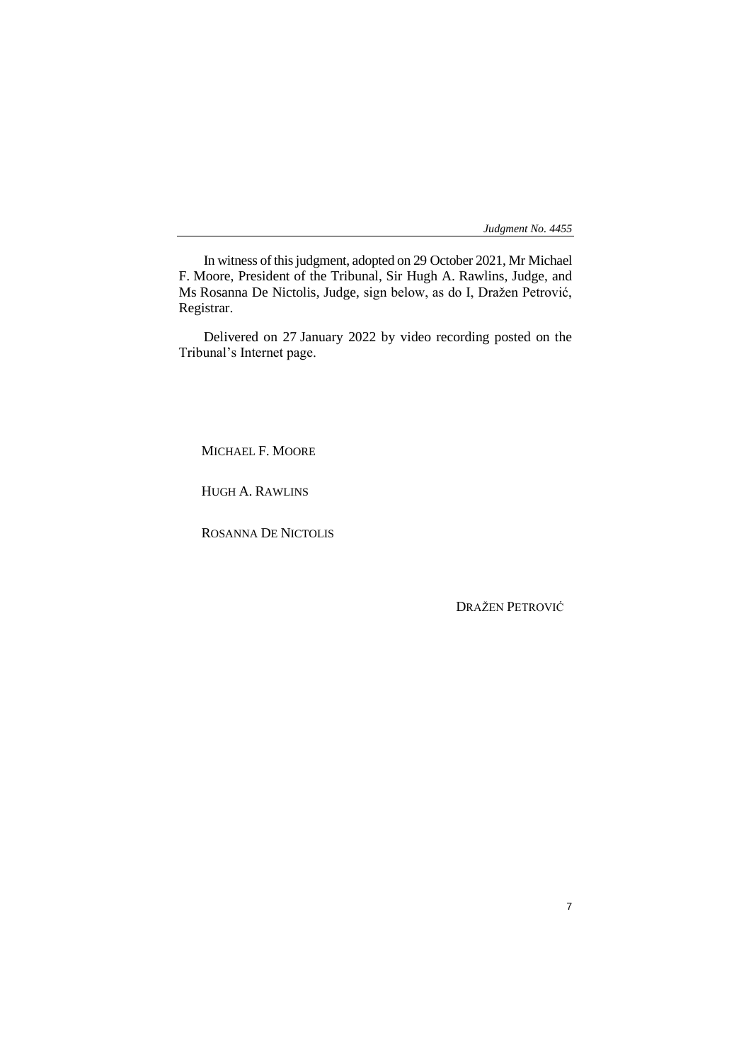In witness of this judgment, adopted on 29 October 2021, Mr Michael F. Moore, President of the Tribunal, Sir Hugh A. Rawlins, Judge, and Ms Rosanna De Nictolis, Judge, sign below, as do I, Dražen Petrović, Registrar.

Delivered on 27 January 2022 by video recording posted on the Tribunal's Internet page.

MICHAEL F. MOORE

HUGH A. RAWLINS

ROSANNA DE NICTOLIS

DRAŽEN PETROVIĆ